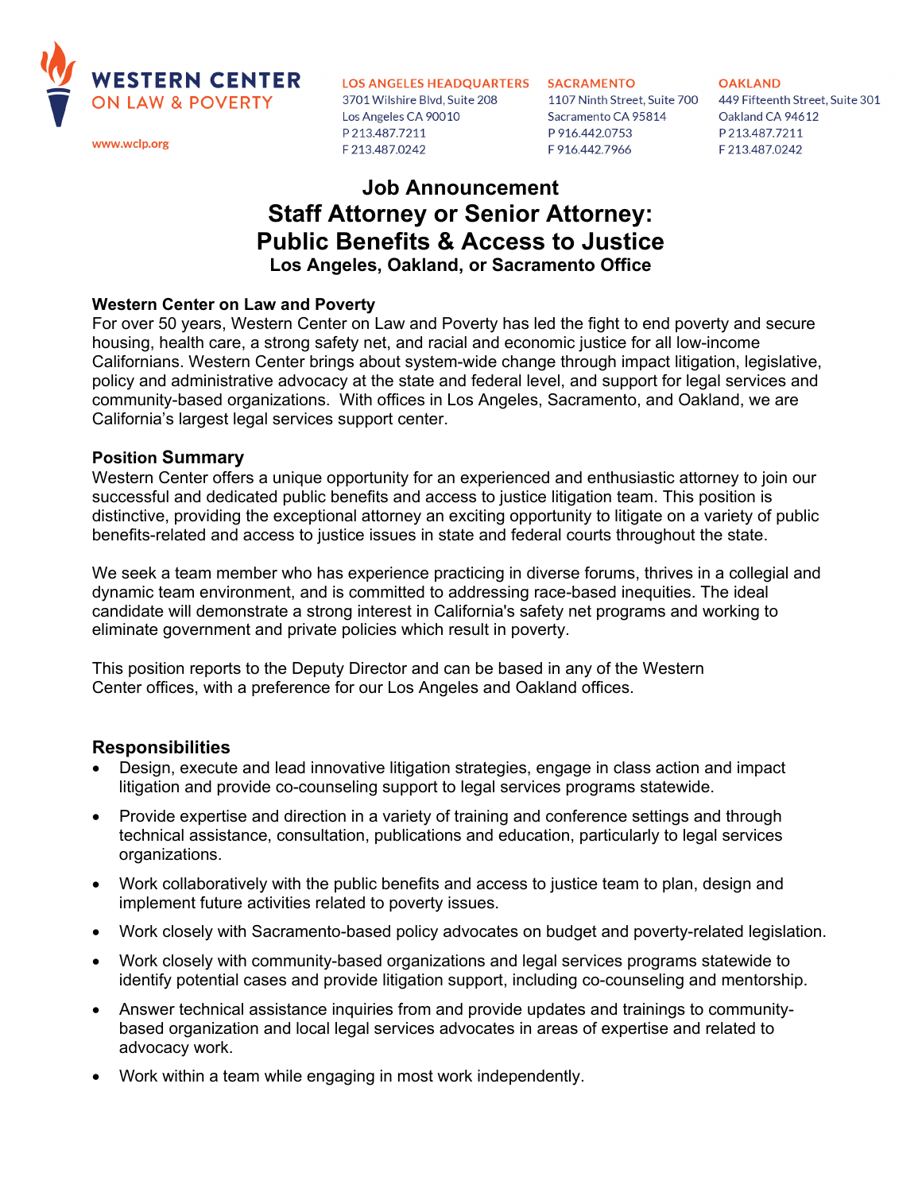WESTERN CENTER ON LAW & POVERTY

www.wclp.org

LOS ANGELES HEADQUARTERS
3701 Wilshire Blvd, Suite 208
Los Angeles CA 90010
P 213.487.7211
F 213.487.0242

SACRAMENTO
1107 Ninth Street, Suite 700
Sacramento CA 95814
P 916.442.0753
F 916.442.7966

OAKLAND
449 Fifteenth Street, Suite 301
Oakland CA 94612
P 213.487.7211
F 213.487.0242

# Job Announcement
# Staff Attorney or Senior Attorney: Public Benefits & Access to Justice
### Los Angeles, Oakland, or Sacramento Office

**Western Center on Law and Poverty**

For over 50 years, Western Center on Law and Poverty has led the fight to end poverty and secure housing, health care, a strong safety net, and racial and economic justice for all low-income Californians. Western Center brings about system-wide change through impact litigation, legislative, policy and administrative advocacy at the state and federal level, and support for legal services and community-based organizations. With offices in Los Angeles, Sacramento, and Oakland, we are California's largest legal services support center.

## Position Summary

Western Center offers a unique opportunity for an experienced and enthusiastic attorney to join our successful and dedicated public benefits and access to justice litigation team. This position is distinctive, providing the exceptional attorney an exciting opportunity to litigate on a variety of public benefits-related and access to justice issues in state and federal courts throughout the state.

We seek a team member who has experience practicing in diverse forums, thrives in a collegial and dynamic team environment, and is committed to addressing race-based inequities. The ideal candidate will demonstrate a strong interest in California's safety net programs and working to eliminate government and private policies which result in poverty.

This position reports to the Deputy Director and can be based in any of the Western Center offices, with a preference for our Los Angeles and Oakland offices.

## Responsibilities

- Design, execute and lead innovative litigation strategies, engage in class action and impact litigation and provide co-counseling support to legal services programs statewide.
- Provide expertise and direction in a variety of training and conference settings and through technical assistance, consultation, publications and education, particularly to legal services organizations.
- Work collaboratively with the public benefits and access to justice team to plan, design and implement future activities related to poverty issues.
- Work closely with Sacramento-based policy advocates on budget and poverty-related legislation.
- Work closely with community-based organizations and legal services programs statewide to identify potential cases and provide litigation support, including co-counseling and mentorship.
- Answer technical assistance inquiries from and provide updates and trainings to community-based organization and local legal services advocates in areas of expertise and related to advocacy work.
- Work within a team while engaging in most work independently.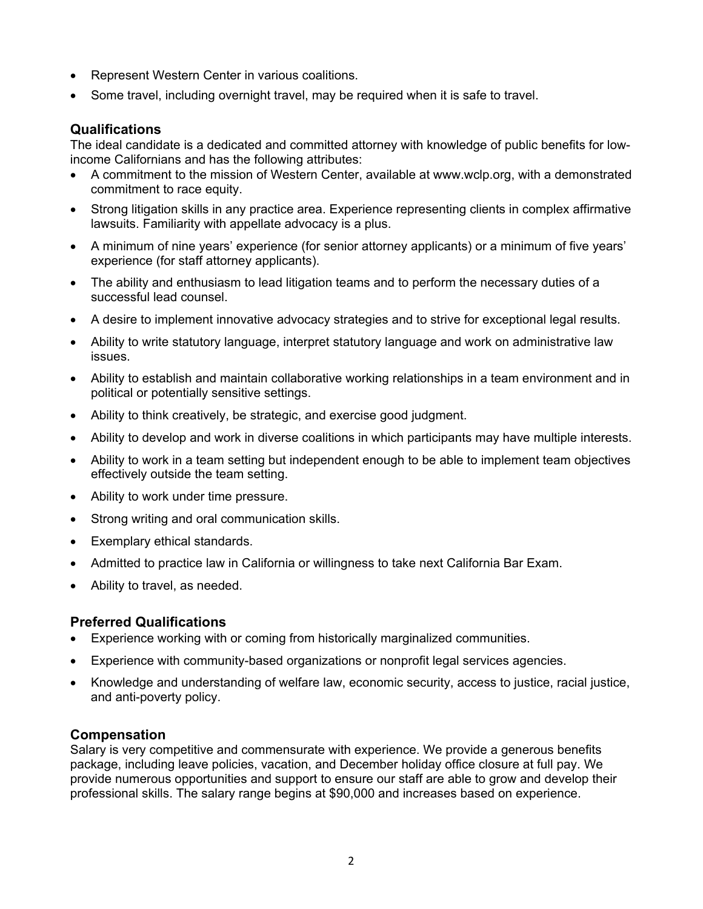- Represent Western Center in various coalitions.
- Some travel, including overnight travel, may be required when it is safe to travel.

## Qualifications

The ideal candidate is a dedicated and committed attorney with knowledge of public benefits for low-income Californians and has the following attributes:

- A commitment to the mission of Western Center, available at www.wclp.org, with a demonstrated commitment to race equity.
- Strong litigation skills in any practice area. Experience representing clients in complex affirmative lawsuits. Familiarity with appellate advocacy is a plus.
- A minimum of nine years' experience (for senior attorney applicants) or a minimum of five years' experience (for staff attorney applicants).
- The ability and enthusiasm to lead litigation teams and to perform the necessary duties of a successful lead counsel.
- A desire to implement innovative advocacy strategies and to strive for exceptional legal results.
- Ability to write statutory language, interpret statutory language and work on administrative law issues.
- Ability to establish and maintain collaborative working relationships in a team environment and in political or potentially sensitive settings.
- Ability to think creatively, be strategic, and exercise good judgment.
- Ability to develop and work in diverse coalitions in which participants may have multiple interests.
- Ability to work in a team setting but independent enough to be able to implement team objectives effectively outside the team setting.
- Ability to work under time pressure.
- Strong writing and oral communication skills.
- Exemplary ethical standards.
- Admitted to practice law in California or willingness to take next California Bar Exam.
- Ability to travel, as needed.

## Preferred Qualifications

- Experience working with or coming from historically marginalized communities.
- Experience with community-based organizations or nonprofit legal services agencies.
- Knowledge and understanding of welfare law, economic security, access to justice, racial justice, and anti-poverty policy.

## Compensation

Salary is very competitive and commensurate with experience. We provide a generous benefits package, including leave policies, vacation, and December holiday office closure at full pay. We provide numerous opportunities and support to ensure our staff are able to grow and develop their professional skills. The salary range begins at $90,000 and increases based on experience.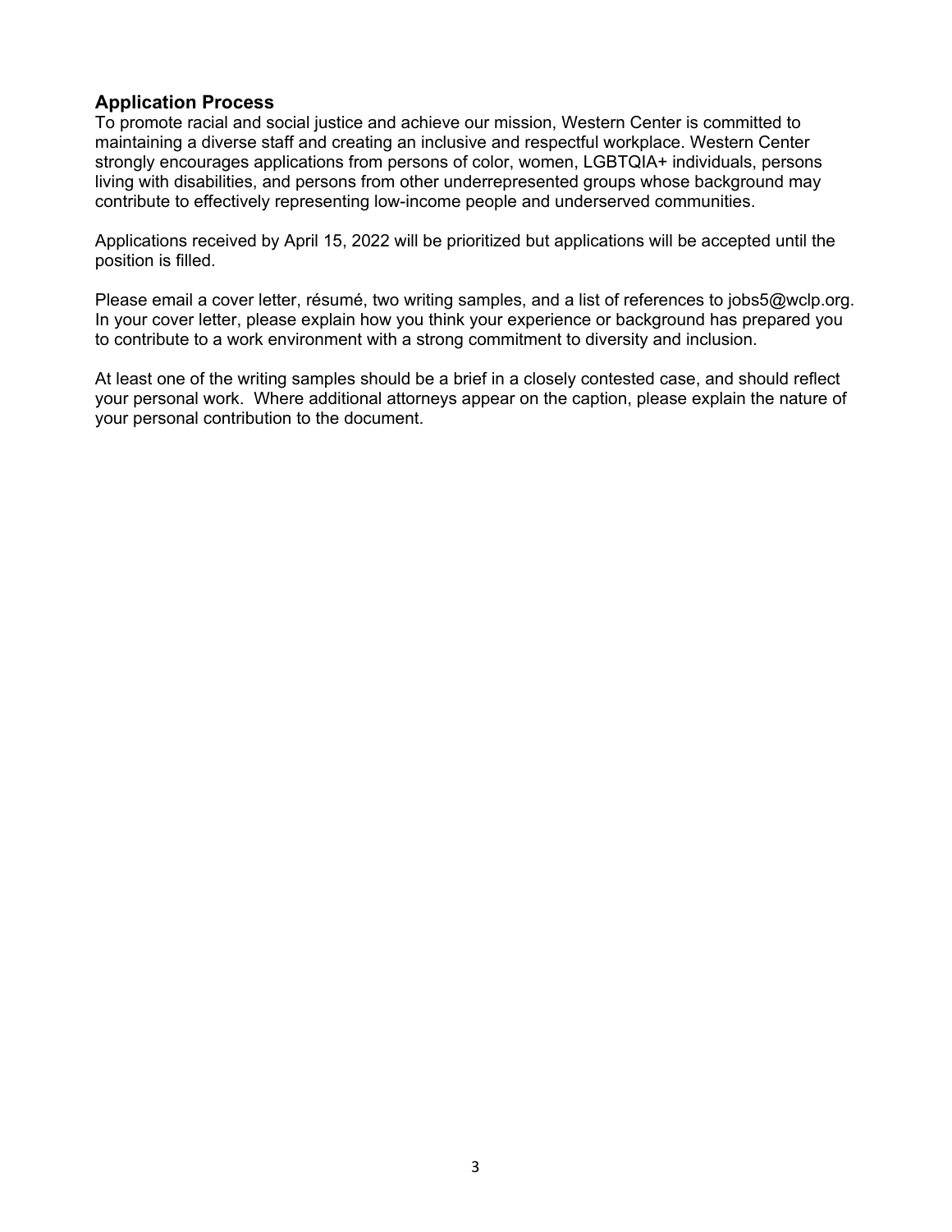### Application Process

To promote racial and social justice and achieve our mission, Western Center is committed to maintaining a diverse staff and creating an inclusive and respectful workplace. Western Center strongly encourages applications from persons of color, women, LGBTQIA+ individuals, persons living with disabilities, and persons from other underrepresented groups whose background may contribute to effectively representing low-income people and underserved communities.

Applications received by April 15, 2022 will be prioritized but applications will be accepted until the position is filled.

Please email a cover letter, résumé, two writing samples, and a list of references to jobs5@wclp.org. In your cover letter, please explain how you think your experience or background has prepared you to contribute to a work environment with a strong commitment to diversity and inclusion.

At least one of the writing samples should be a brief in a closely contested case, and should reflect your personal work. Where additional attorneys appear on the caption, please explain the nature of your personal contribution to the document.